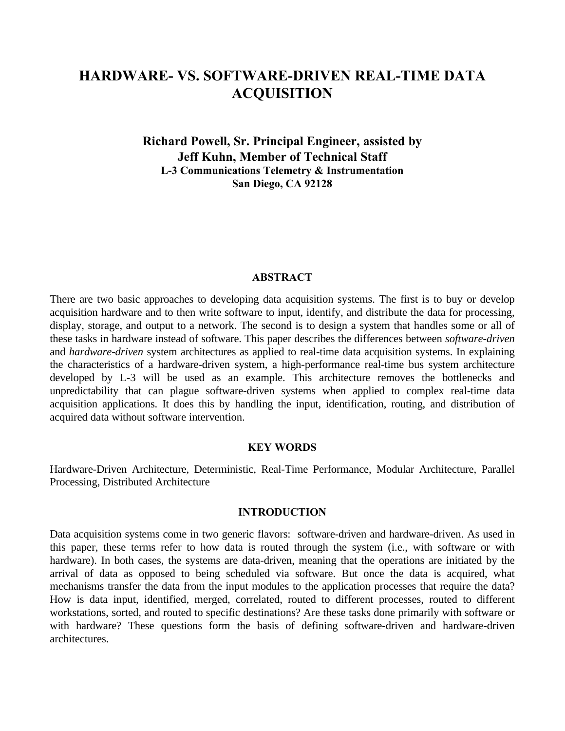# HARDWARE- VS. SOFTWARE-DRIVEN REAL-TIME DATA ACQUISITION

**Richard Powell, Sr. Principal Engineer, assisted by**
**Jeff Kuhn, Member of Technical Staff**
**L-3 Communications Telemetry & Instrumentation**
**San Diego, CA 92128**

## ABSTRACT

There are two basic approaches to developing data acquisition systems. The first is to buy or develop acquisition hardware and to then write software to input, identify, and distribute the data for processing, display, storage, and output to a network. The second is to design a system that handles some or all of these tasks in hardware instead of software. This paper describes the differences between *software-driven* and *hardware-driven* system architectures as applied to real-time data acquisition systems. In explaining the characteristics of a hardware-driven system, a high-performance real-time bus system architecture developed by L-3 will be used as an example. This architecture removes the bottlenecks and unpredictability that can plague software-driven systems when applied to complex real-time data acquisition applications. It does this by handling the input, identification, routing, and distribution of acquired data without software intervention.

## KEY WORDS

Hardware-Driven Architecture, Deterministic, Real-Time Performance, Modular Architecture, Parallel Processing, Distributed Architecture

## INTRODUCTION

Data acquisition systems come in two generic flavors: software-driven and hardware-driven. As used in this paper, these terms refer to how data is routed through the system (i.e., with software or with hardware). In both cases, the systems are data-driven, meaning that the operations are initiated by the arrival of data as opposed to being scheduled via software. But once the data is acquired, what mechanisms transfer the data from the input modules to the application processes that require the data? How is data input, identified, merged, correlated, routed to different processes, routed to different workstations, sorted, and routed to specific destinations? Are these tasks done primarily with software or with hardware? These questions form the basis of defining software-driven and hardware-driven architectures.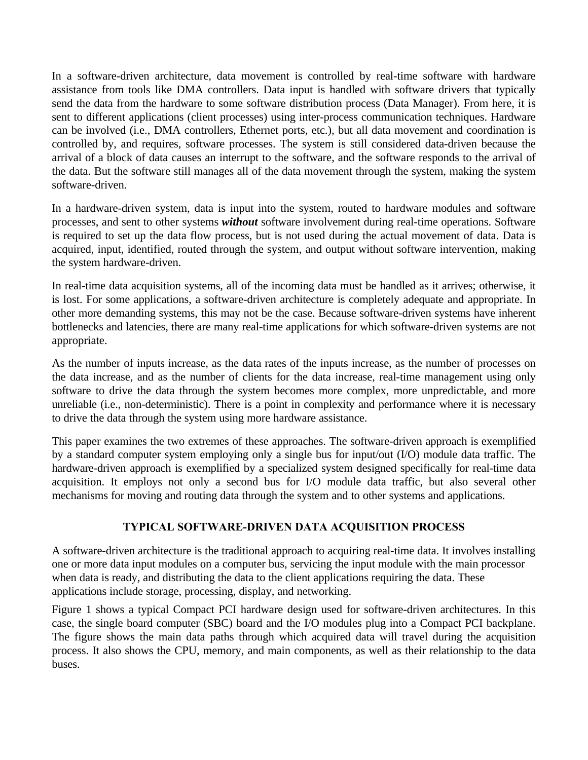In a software-driven architecture, data movement is controlled by real-time software with hardware assistance from tools like DMA controllers. Data input is handled with software drivers that typically send the data from the hardware to some software distribution process (Data Manager). From here, it is sent to different applications (client processes) using inter-process communication techniques. Hardware can be involved (i.e., DMA controllers, Ethernet ports, etc.), but all data movement and coordination is controlled by, and requires, software processes. The system is still considered data-driven because the arrival of a block of data causes an interrupt to the software, and the software responds to the arrival of the data. But the software still manages all of the data movement through the system, making the system software-driven.

In a hardware-driven system, data is input into the system, routed to hardware modules and software processes, and sent to other systems ***without*** software involvement during real-time operations. Software is required to set up the data flow process, but is not used during the actual movement of data. Data is acquired, input, identified, routed through the system, and output without software intervention, making the system hardware-driven.

In real-time data acquisition systems, all of the incoming data must be handled as it arrives; otherwise, it is lost. For some applications, a software-driven architecture is completely adequate and appropriate. In other more demanding systems, this may not be the case. Because software-driven systems have inherent bottlenecks and latencies, there are many real-time applications for which software-driven systems are not appropriate.

As the number of inputs increase, as the data rates of the inputs increase, as the number of processes on the data increase, and as the number of clients for the data increase, real-time management using only software to drive the data through the system becomes more complex, more unpredictable, and more unreliable (i.e., non-deterministic). There is a point in complexity and performance where it is necessary to drive the data through the system using more hardware assistance.

This paper examines the two extremes of these approaches. The software-driven approach is exemplified by a standard computer system employing only a single bus for input/out (I/O) module data traffic. The hardware-driven approach is exemplified by a specialized system designed specifically for real-time data acquisition. It employs not only a second bus for I/O module data traffic, but also several other mechanisms for moving and routing data through the system and to other systems and applications.

## TYPICAL SOFTWARE-DRIVEN DATA ACQUISITION PROCESS

A software-driven architecture is the traditional approach to acquiring real-time data. It involves installing one or more data input modules on a computer bus, servicing the input module with the main processor when data is ready, and distributing the data to the client applications requiring the data. These applications include storage, processing, display, and networking.

Figure 1 shows a typical Compact PCI hardware design used for software-driven architectures. In this case, the single board computer (SBC) board and the I/O modules plug into a Compact PCI backplane. The figure shows the main data paths through which acquired data will travel during the acquisition process. It also shows the CPU, memory, and main components, as well as their relationship to the data buses.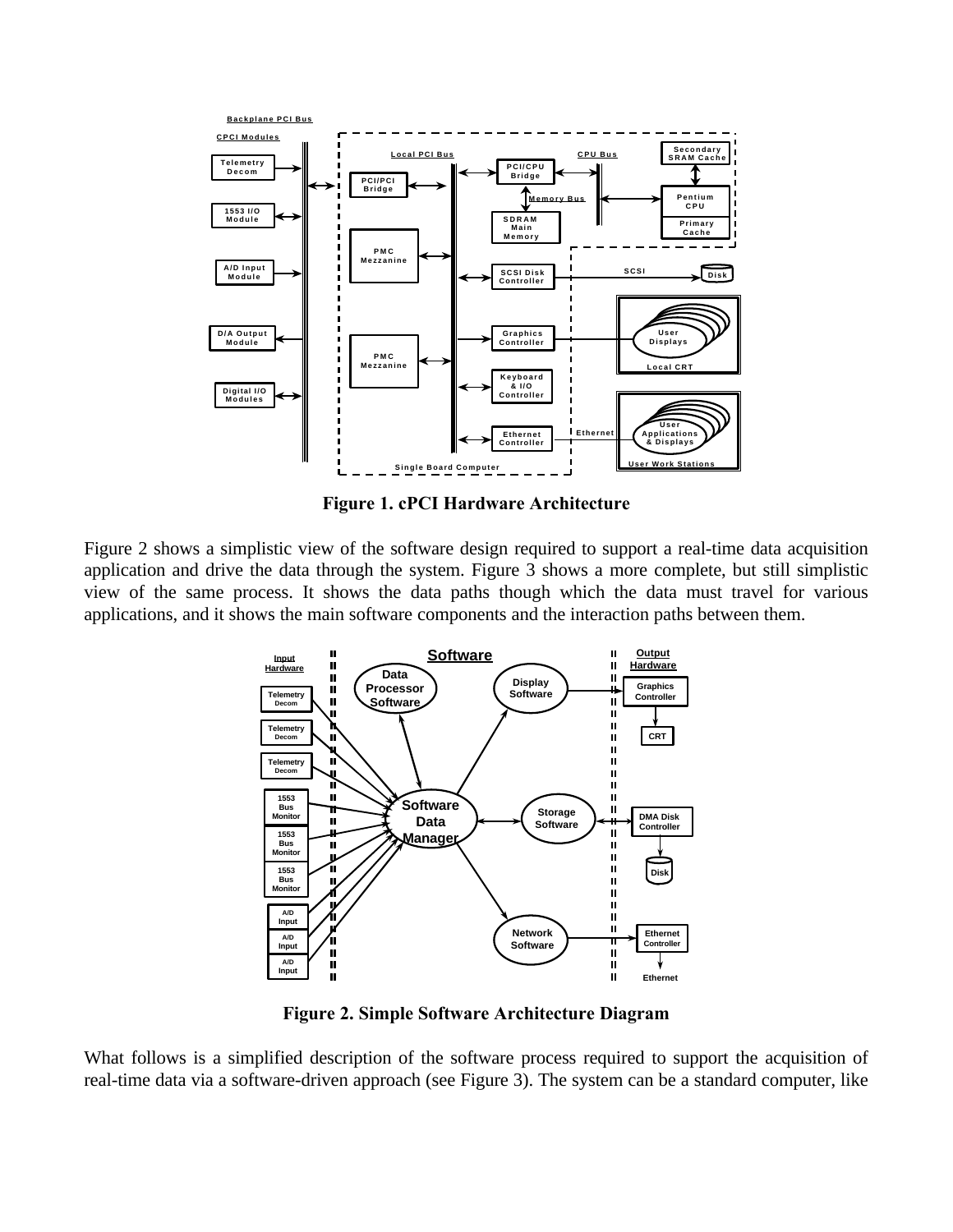**Figure 1. cPCI Hardware Architecture**

Figure 2 shows a simplistic view of the software design required to support a real-time data acquisition application and drive the data through the system. Figure 3 shows a more complete, but still simplistic view of the same process. It shows the data paths though which the data must travel for various applications, and it shows the main software components and the interaction paths between them.

**Figure 2. Simple Software Architecture Diagram**

What follows is a simplified description of the software process required to support the acquisition of real-time data via a software-driven approach (see Figure 3). The system can be a standard computer, like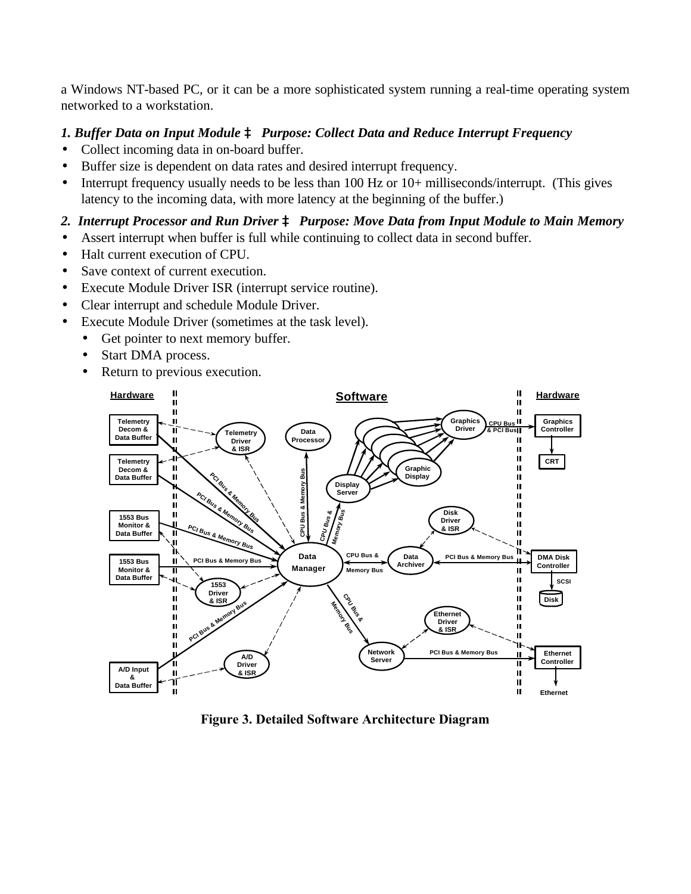a Windows NT-based PC, or it can be a more sophisticated system running a real-time operating system networked to a workstation.

***1. Buffer Data on Input Module ‡ Purpose: Collect Data and Reduce Interrupt Frequency***

- Collect incoming data in on-board buffer.
- Buffer size is dependent on data rates and desired interrupt frequency.
- Interrupt frequency usually needs to be less than 100 Hz or 10+ milliseconds/interrupt. (This gives latency to the incoming data, with more latency at the beginning of the buffer.)

***2. Interrupt Processor and Run Driver ‡ Purpose: Move Data from Input Module to Main Memory***

- Assert interrupt when buffer is full while continuing to collect data in second buffer.
- Halt current execution of CPU.
- Save context of current execution.
- Execute Module Driver ISR (interrupt service routine).
- Clear interrupt and schedule Module Driver.
- Execute Module Driver (sometimes at the task level).
  - Get pointer to next memory buffer.
  - Start DMA process.
  - Return to previous execution.

**Figure 3. Detailed Software Architecture Diagram**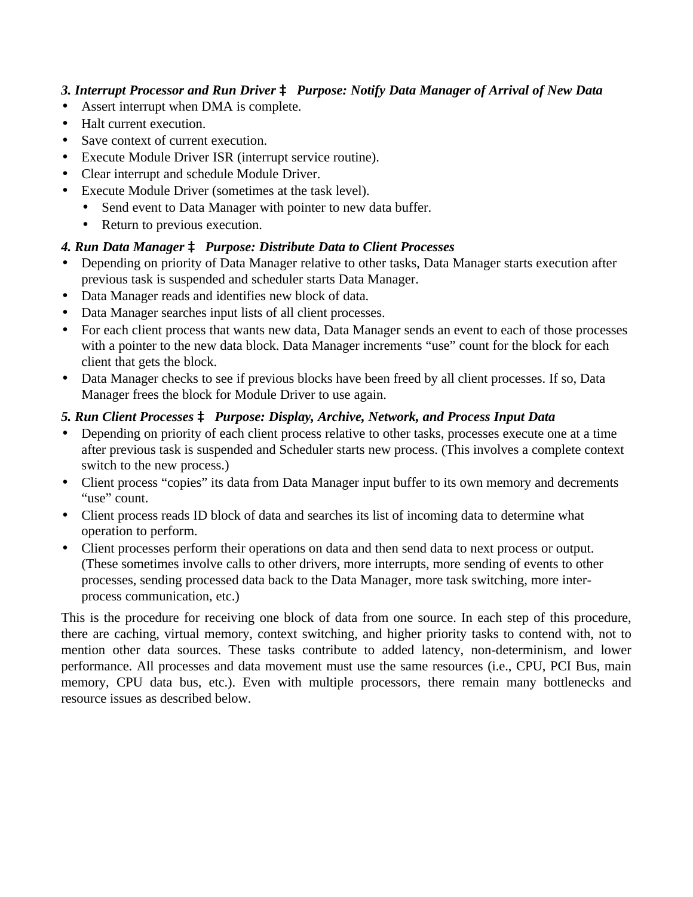***3. Interrupt Processor and Run Driver ‡ Purpose: Notify Data Manager of Arrival of New Data***

- Assert interrupt when DMA is complete.
- Halt current execution.
- Save context of current execution.
- Execute Module Driver ISR (interrupt service routine).
- Clear interrupt and schedule Module Driver.
- Execute Module Driver (sometimes at the task level).
    - Send event to Data Manager with pointer to new data buffer.
    - Return to previous execution.

***4. Run Data Manager ‡ Purpose: Distribute Data to Client Processes***

- Depending on priority of Data Manager relative to other tasks, Data Manager starts execution after previous task is suspended and scheduler starts Data Manager.
- Data Manager reads and identifies new block of data.
- Data Manager searches input lists of all client processes.
- For each client process that wants new data, Data Manager sends an event to each of those processes with a pointer to the new data block. Data Manager increments "use" count for the block for each client that gets the block.
- Data Manager checks to see if previous blocks have been freed by all client processes. If so, Data Manager frees the block for Module Driver to use again.

***5. Run Client Processes ‡ Purpose: Display, Archive, Network, and Process Input Data***

- Depending on priority of each client process relative to other tasks, processes execute one at a time after previous task is suspended and Scheduler starts new process. (This involves a complete context switch to the new process.)
- Client process "copies" its data from Data Manager input buffer to its own memory and decrements "use" count.
- Client process reads ID block of data and searches its list of incoming data to determine what operation to perform.
- Client processes perform their operations on data and then send data to next process or output. (These sometimes involve calls to other drivers, more interrupts, more sending of events to other processes, sending processed data back to the Data Manager, more task switching, more inter-process communication, etc.)

This is the procedure for receiving one block of data from one source. In each step of this procedure, there are caching, virtual memory, context switching, and higher priority tasks to contend with, not to mention other data sources. These tasks contribute to added latency, non-determinism, and lower performance. All processes and data movement must use the same resources (i.e., CPU, PCI Bus, main memory, CPU data bus, etc.). Even with multiple processors, there remain many bottlenecks and resource issues as described below.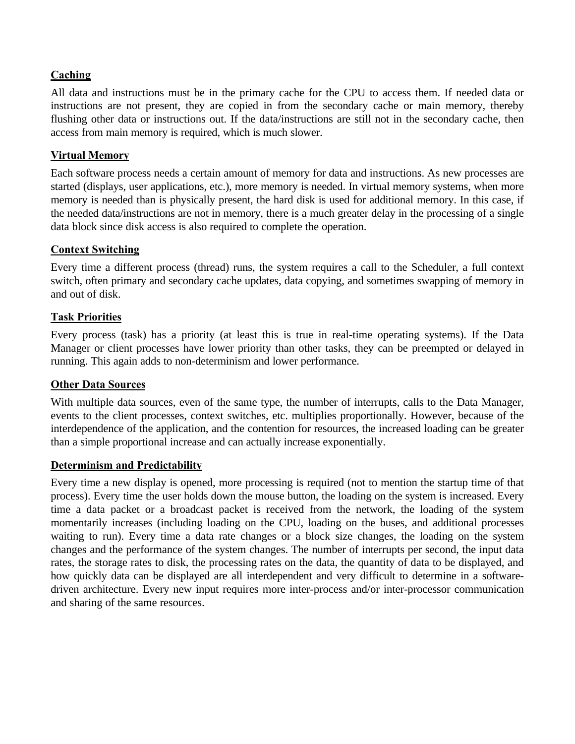### Caching

All data and instructions must be in the primary cache for the CPU to access them. If needed data or instructions are not present, they are copied in from the secondary cache or main memory, thereby flushing other data or instructions out. If the data/instructions are still not in the secondary cache, then access from main memory is required, which is much slower.

### Virtual Memory

Each software process needs a certain amount of memory for data and instructions. As new processes are started (displays, user applications, etc.), more memory is needed. In virtual memory systems, when more memory is needed than is physically present, the hard disk is used for additional memory. In this case, if the needed data/instructions are not in memory, there is a much greater delay in the processing of a single data block since disk access is also required to complete the operation.

### Context Switching

Every time a different process (thread) runs, the system requires a call to the Scheduler, a full context switch, often primary and secondary cache updates, data copying, and sometimes swapping of memory in and out of disk.

### Task Priorities

Every process (task) has a priority (at least this is true in real-time operating systems). If the Data Manager or client processes have lower priority than other tasks, they can be preempted or delayed in running. This again adds to non-determinism and lower performance.

### Other Data Sources

With multiple data sources, even of the same type, the number of interrupts, calls to the Data Manager, events to the client processes, context switches, etc. multiplies proportionally. However, because of the interdependence of the application, and the contention for resources, the increased loading can be greater than a simple proportional increase and can actually increase exponentially.

### Determinism and Predictability

Every time a new display is opened, more processing is required (not to mention the startup time of that process). Every time the user holds down the mouse button, the loading on the system is increased. Every time a data packet or a broadcast packet is received from the network, the loading of the system momentarily increases (including loading on the CPU, loading on the buses, and additional processes waiting to run). Every time a data rate changes or a block size changes, the loading on the system changes and the performance of the system changes. The number of interrupts per second, the input data rates, the storage rates to disk, the processing rates on the data, the quantity of data to be displayed, and how quickly data can be displayed are all interdependent and very difficult to determine in a software-driven architecture. Every new input requires more inter-process and/or inter-processor communication and sharing of the same resources.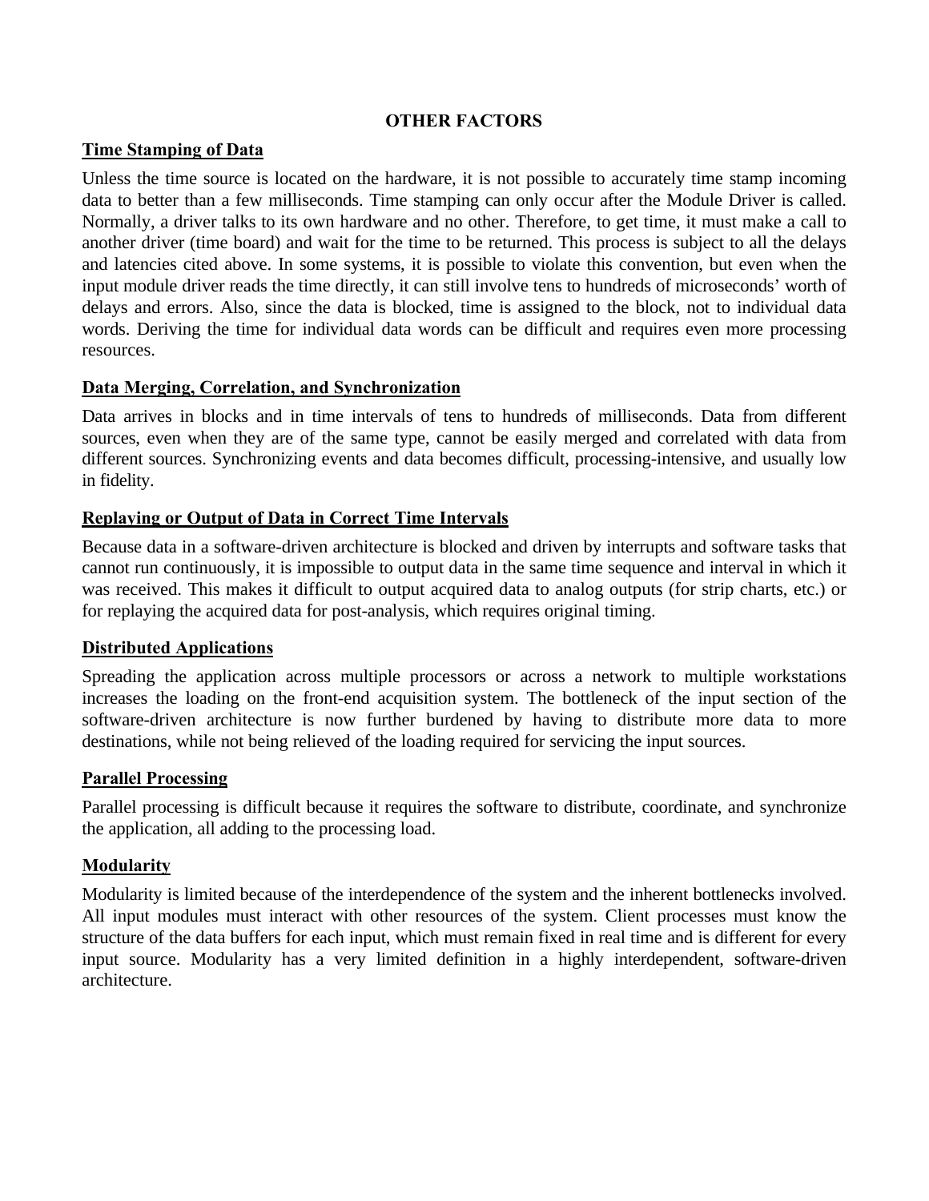## OTHER FACTORS

### Time Stamping of Data

Unless the time source is located on the hardware, it is not possible to accurately time stamp incoming data to better than a few milliseconds. Time stamping can only occur after the Module Driver is called. Normally, a driver talks to its own hardware and no other. Therefore, to get time, it must make a call to another driver (time board) and wait for the time to be returned. This process is subject to all the delays and latencies cited above. In some systems, it is possible to violate this convention, but even when the input module driver reads the time directly, it can still involve tens to hundreds of microseconds' worth of delays and errors. Also, since the data is blocked, time is assigned to the block, not to individual data words. Deriving the time for individual data words can be difficult and requires even more processing resources.

### Data Merging, Correlation, and Synchronization

Data arrives in blocks and in time intervals of tens to hundreds of milliseconds. Data from different sources, even when they are of the same type, cannot be easily merged and correlated with data from different sources. Synchronizing events and data becomes difficult, processing-intensive, and usually low in fidelity.

### Replaying or Output of Data in Correct Time Intervals

Because data in a software-driven architecture is blocked and driven by interrupts and software tasks that cannot run continuously, it is impossible to output data in the same time sequence and interval in which it was received. This makes it difficult to output acquired data to analog outputs (for strip charts, etc.) or for replaying the acquired data for post-analysis, which requires original timing.

### Distributed Applications

Spreading the application across multiple processors or across a network to multiple workstations increases the loading on the front-end acquisition system. The bottleneck of the input section of the software-driven architecture is now further burdened by having to distribute more data to more destinations, while not being relieved of the loading required for servicing the input sources.

### Parallel Processing

Parallel processing is difficult because it requires the software to distribute, coordinate, and synchronize the application, all adding to the processing load.

### Modularity

Modularity is limited because of the interdependence of the system and the inherent bottlenecks involved. All input modules must interact with other resources of the system. Client processes must know the structure of the data buffers for each input, which must remain fixed in real time and is different for every input source. Modularity has a very limited definition in a highly interdependent, software-driven architecture.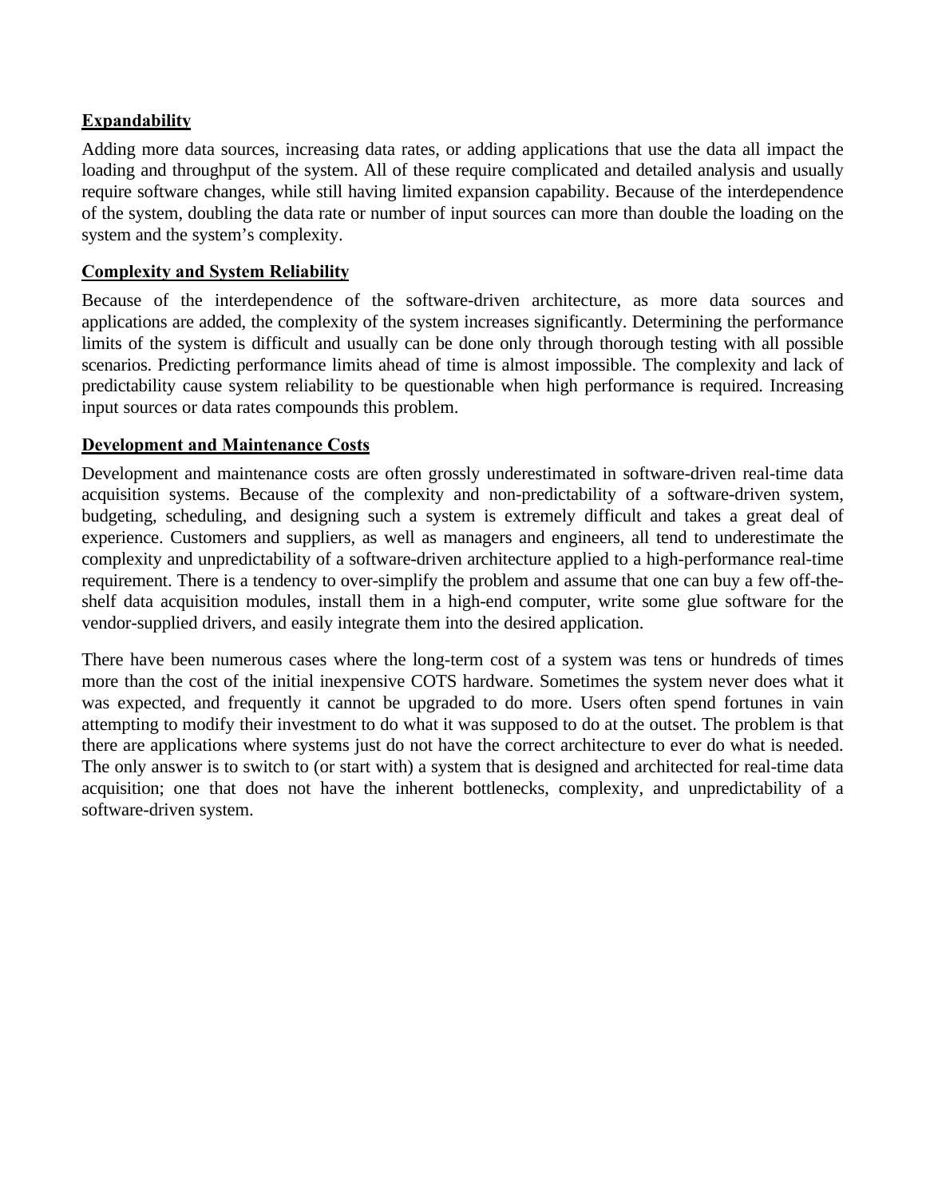**Expandability**

Adding more data sources, increasing data rates, or adding applications that use the data all impact the loading and throughput of the system. All of these require complicated and detailed analysis and usually require software changes, while still having limited expansion capability. Because of the interdependence of the system, doubling the data rate or number of input sources can more than double the loading on the system and the system's complexity.

**Complexity and System Reliability**

Because of the interdependence of the software-driven architecture, as more data sources and applications are added, the complexity of the system increases significantly. Determining the performance limits of the system is difficult and usually can be done only through thorough testing with all possible scenarios. Predicting performance limits ahead of time is almost impossible. The complexity and lack of predictability cause system reliability to be questionable when high performance is required. Increasing input sources or data rates compounds this problem.

**Development and Maintenance Costs**

Development and maintenance costs are often grossly underestimated in software-driven real-time data acquisition systems. Because of the complexity and non-predictability of a software-driven system, budgeting, scheduling, and designing such a system is extremely difficult and takes a great deal of experience. Customers and suppliers, as well as managers and engineers, all tend to underestimate the complexity and unpredictability of a software-driven architecture applied to a high-performance real-time requirement. There is a tendency to over-simplify the problem and assume that one can buy a few off-the-shelf data acquisition modules, install them in a high-end computer, write some glue software for the vendor-supplied drivers, and easily integrate them into the desired application.

There have been numerous cases where the long-term cost of a system was tens or hundreds of times more than the cost of the initial inexpensive COTS hardware. Sometimes the system never does what it was expected, and frequently it cannot be upgraded to do more. Users often spend fortunes in vain attempting to modify their investment to do what it was supposed to do at the outset. The problem is that there are applications where systems just do not have the correct architecture to ever do what is needed. The only answer is to switch to (or start with) a system that is designed and architected for real-time data acquisition; one that does not have the inherent bottlenecks, complexity, and unpredictability of a software-driven system.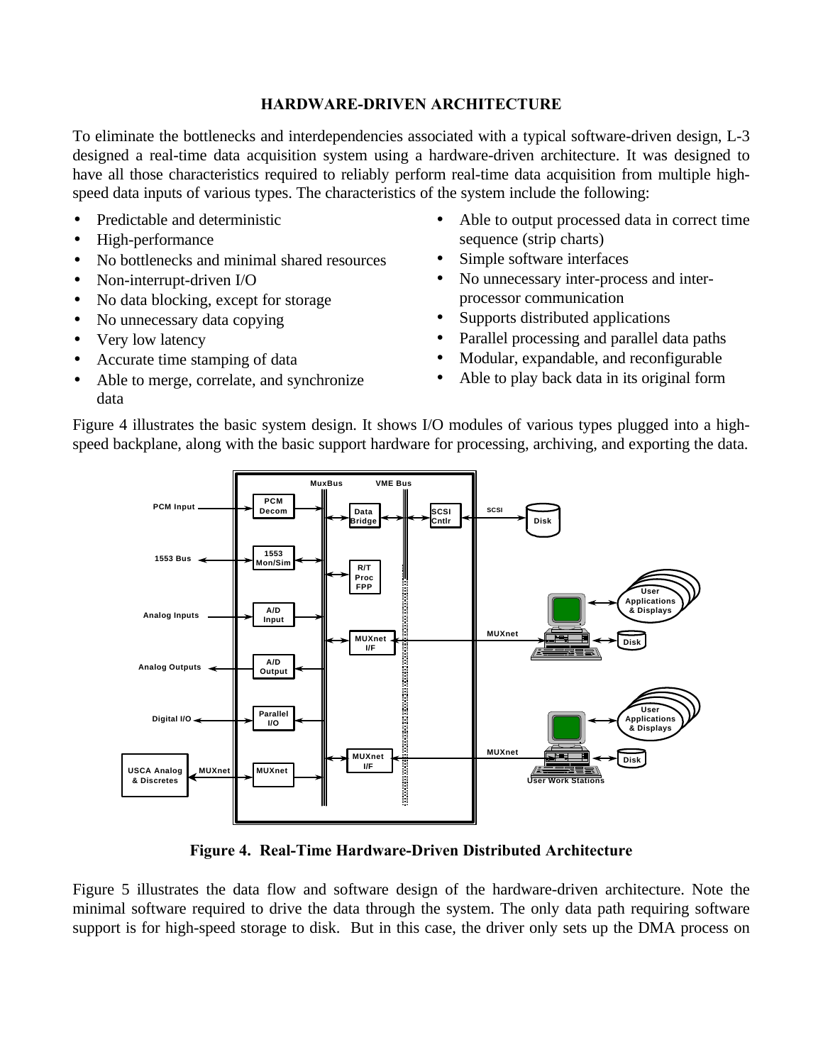## HARDWARE-DRIVEN ARCHITECTURE

To eliminate the bottlenecks and interdependencies associated with a typical software-driven design, L-3 designed a real-time data acquisition system using a hardware-driven architecture. It was designed to have all those characteristics required to reliably perform real-time data acquisition from multiple high-speed data inputs of various types. The characteristics of the system include the following:

- Predictable and deterministic
- High-performance
- No bottlenecks and minimal shared resources
- Non-interrupt-driven I/O
- No data blocking, except for storage
- No unnecessary data copying
- Very low latency
- Accurate time stamping of data
- Able to merge, correlate, and synchronize data
- Able to output processed data in correct time sequence (strip charts)
- Simple software interfaces
- No unnecessary inter-process and inter-processor communication
- Supports distributed applications
- Parallel processing and parallel data paths
- Modular, expandable, and reconfigurable
- Able to play back data in its original form

Figure 4 illustrates the basic system design. It shows I/O modules of various types plugged into a high-speed backplane, along with the basic support hardware for processing, archiving, and exporting the data.

**Figure 4. Real-Time Hardware-Driven Distributed Architecture**

Figure 5 illustrates the data flow and software design of the hardware-driven architecture. Note the minimal software required to drive the data through the system. The only data path requiring software support is for high-speed storage to disk. But in this case, the driver only sets up the DMA process on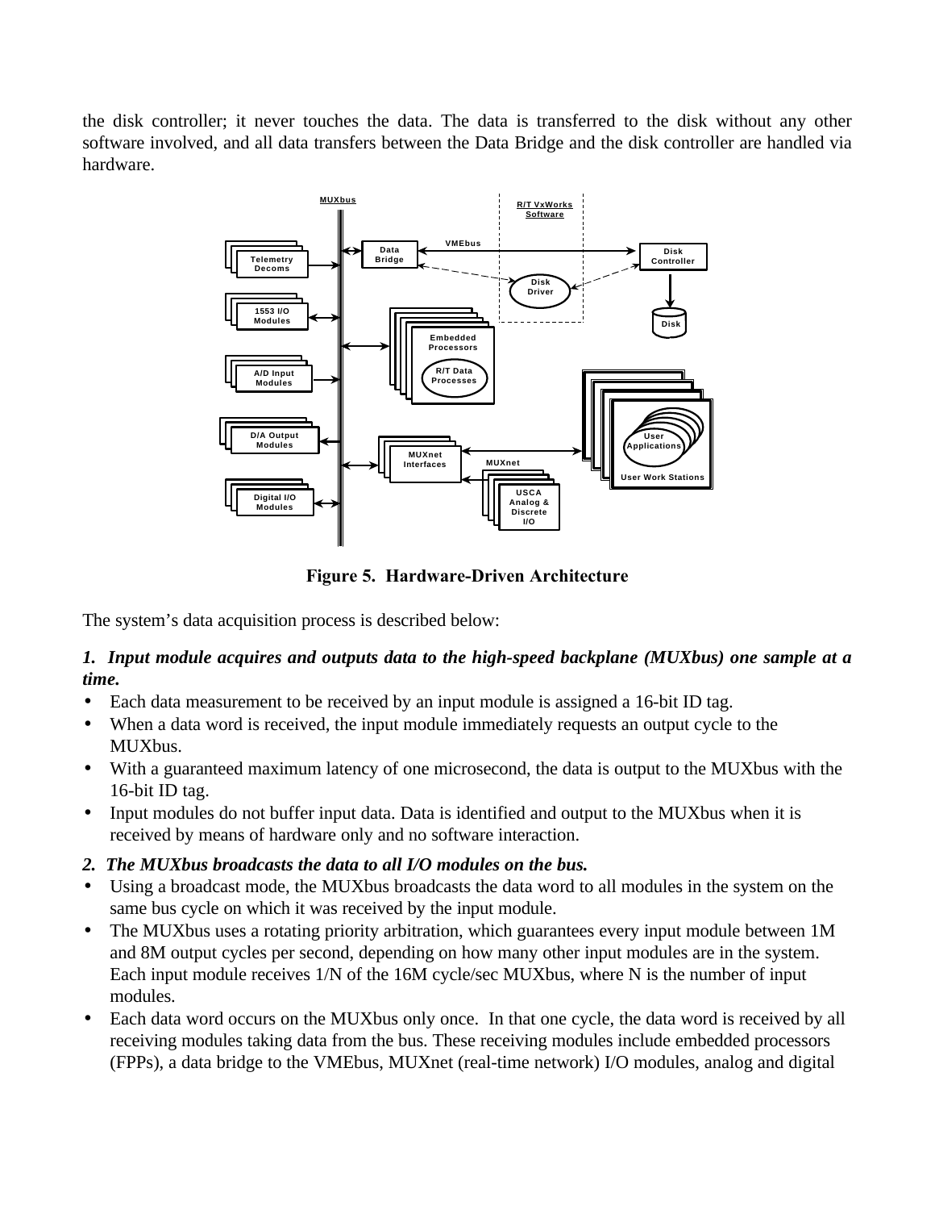the disk controller; it never touches the data. The data is transferred to the disk without any other software involved, and all data transfers between the Data Bridge and the disk controller are handled via hardware.

**Figure 5. Hardware-Driven Architecture**

The system's data acquisition process is described below:

***1. Input module acquires and outputs data to the high-speed backplane (MUXbus) one sample at a time.***

- Each data measurement to be received by an input module is assigned a 16-bit ID tag.
- When a data word is received, the input module immediately requests an output cycle to the MUXbus.
- With a guaranteed maximum latency of one microsecond, the data is output to the MUXbus with the 16-bit ID tag.
- Input modules do not buffer input data. Data is identified and output to the MUXbus when it is received by means of hardware only and no software interaction.

***2. The MUXbus broadcasts the data to all I/O modules on the bus.***

- Using a broadcast mode, the MUXbus broadcasts the data word to all modules in the system on the same bus cycle on which it was received by the input module.
- The MUXbus uses a rotating priority arbitration, which guarantees every input module between 1M and 8M output cycles per second, depending on how many other input modules are in the system. Each input module receives 1/N of the 16M cycle/sec MUXbus, where N is the number of input modules.
- Each data word occurs on the MUXbus only once. In that one cycle, the data word is received by all receiving modules taking data from the bus. These receiving modules include embedded processors (FPPs), a data bridge to the VMEbus, MUXnet (real-time network) I/O modules, analog and digital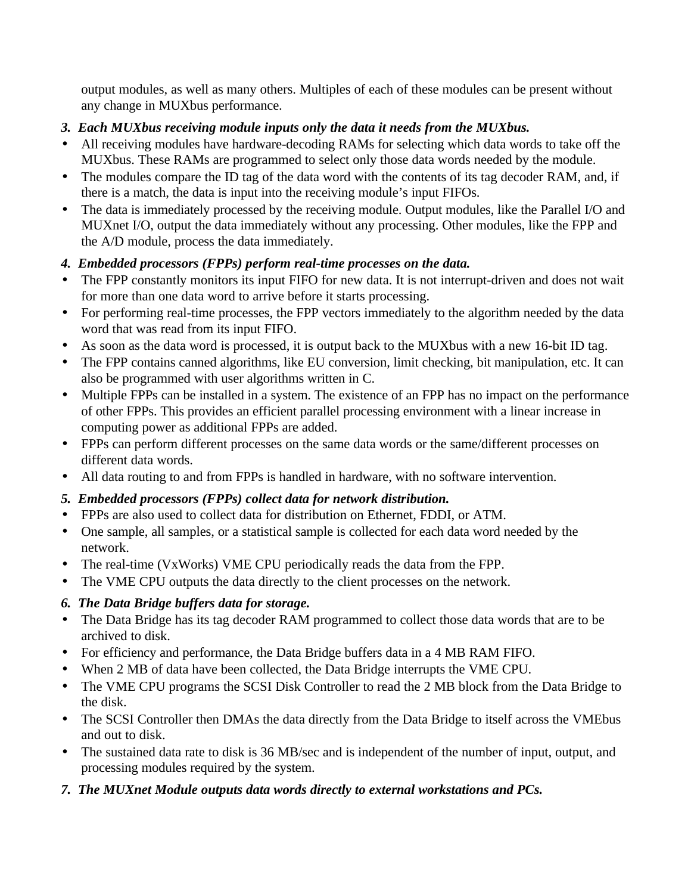output modules, as well as many others. Multiples of each of these modules can be present without any change in MUXbus performance.

***3. Each MUXbus receiving module inputs only the data it needs from the MUXbus.***

- All receiving modules have hardware-decoding RAMs for selecting which data words to take off the MUXbus. These RAMs are programmed to select only those data words needed by the module.
- The modules compare the ID tag of the data word with the contents of its tag decoder RAM, and, if there is a match, the data is input into the receiving module's input FIFOs.
- The data is immediately processed by the receiving module. Output modules, like the Parallel I/O and MUXnet I/O, output the data immediately without any processing. Other modules, like the FPP and the A/D module, process the data immediately.

***4. Embedded processors (FPPs) perform real-time processes on the data.***

- The FPP constantly monitors its input FIFO for new data. It is not interrupt-driven and does not wait for more than one data word to arrive before it starts processing.
- For performing real-time processes, the FPP vectors immediately to the algorithm needed by the data word that was read from its input FIFO.
- As soon as the data word is processed, it is output back to the MUXbus with a new 16-bit ID tag.
- The FPP contains canned algorithms, like EU conversion, limit checking, bit manipulation, etc. It can also be programmed with user algorithms written in C.
- Multiple FPPs can be installed in a system. The existence of an FPP has no impact on the performance of other FPPs. This provides an efficient parallel processing environment with a linear increase in computing power as additional FPPs are added.
- FPPs can perform different processes on the same data words or the same/different processes on different data words.
- All data routing to and from FPPs is handled in hardware, with no software intervention.

***5. Embedded processors (FPPs) collect data for network distribution.***

- FPPs are also used to collect data for distribution on Ethernet, FDDI, or ATM.
- One sample, all samples, or a statistical sample is collected for each data word needed by the network.
- The real-time (VxWorks) VME CPU periodically reads the data from the FPP.
- The VME CPU outputs the data directly to the client processes on the network.

***6. The Data Bridge buffers data for storage.***

- The Data Bridge has its tag decoder RAM programmed to collect those data words that are to be archived to disk.
- For efficiency and performance, the Data Bridge buffers data in a 4 MB RAM FIFO.
- When 2 MB of data have been collected, the Data Bridge interrupts the VME CPU.
- The VME CPU programs the SCSI Disk Controller to read the 2 MB block from the Data Bridge to the disk.
- The SCSI Controller then DMAs the data directly from the Data Bridge to itself across the VMEbus and out to disk.
- The sustained data rate to disk is 36 MB/sec and is independent of the number of input, output, and processing modules required by the system.

***7. The MUXnet Module outputs data words directly to external workstations and PCs.***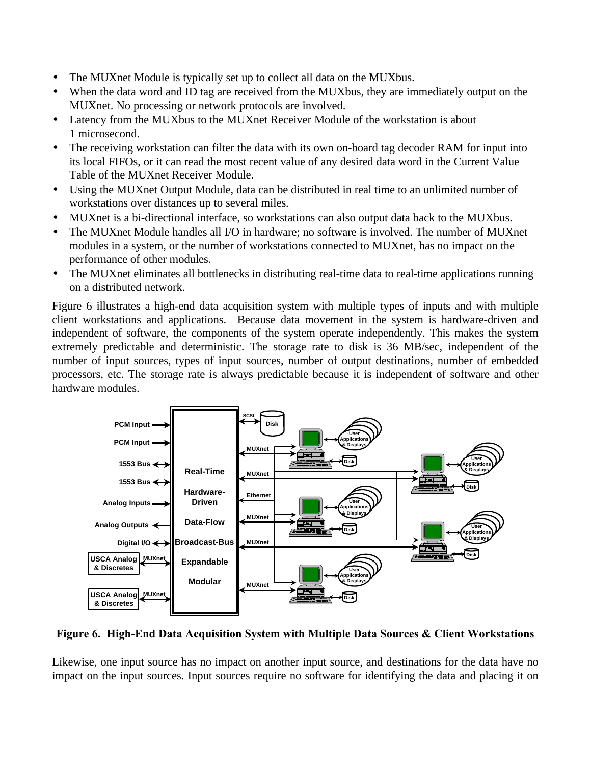- The MUXnet Module is typically set up to collect all data on the MUXbus.
- When the data word and ID tag are received from the MUXbus, they are immediately output on the MUXnet. No processing or network protocols are involved.
- Latency from the MUXbus to the MUXnet Receiver Module of the workstation is about 1 microsecond.
- The receiving workstation can filter the data with its own on-board tag decoder RAM for input into its local FIFOs, or it can read the most recent value of any desired data word in the Current Value Table of the MUXnet Receiver Module.
- Using the MUXnet Output Module, data can be distributed in real time to an unlimited number of workstations over distances up to several miles.
- MUXnet is a bi-directional interface, so workstations can also output data back to the MUXbus.
- The MUXnet Module handles all I/O in hardware; no software is involved. The number of MUXnet modules in a system, or the number of workstations connected to MUXnet, has no impact on the performance of other modules.
- The MUXnet eliminates all bottlenecks in distributing real-time data to real-time applications running on a distributed network.

Figure 6 illustrates a high-end data acquisition system with multiple types of inputs and with multiple client workstations and applications. Because data movement in the system is hardware-driven and independent of software, the components of the system operate independently. This makes the system extremely predictable and deterministic. The storage rate to disk is 36 MB/sec, independent of the number of input sources, types of input sources, number of output destinations, number of embedded processors, etc. The storage rate is always predictable because it is independent of software and other hardware modules.

**Figure 6. High-End Data Acquisition System with Multiple Data Sources & Client Workstations**

Likewise, one input source has no impact on another input source, and destinations for the data have no impact on the input sources. Input sources require no software for identifying the data and placing it on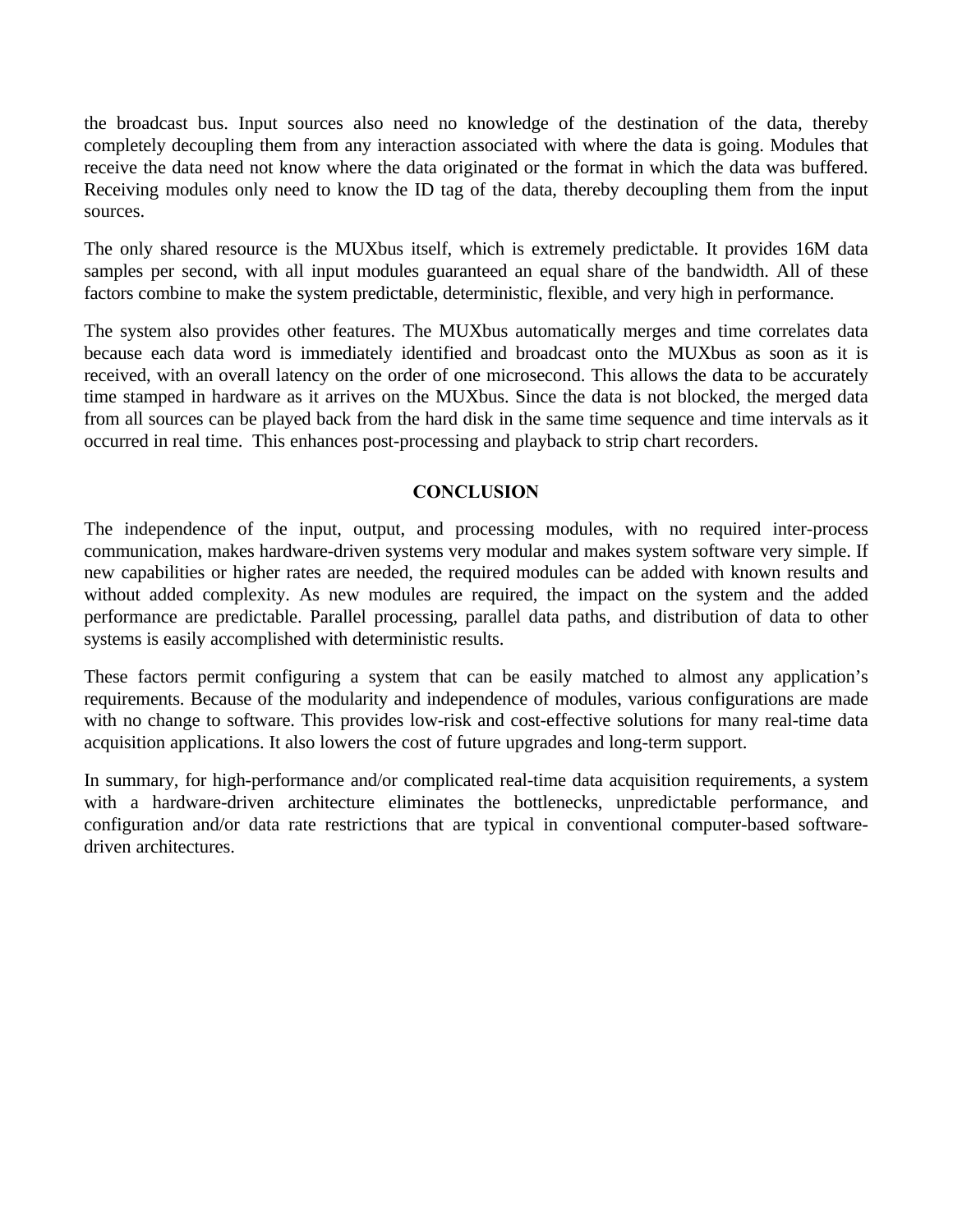the broadcast bus. Input sources also need no knowledge of the destination of the data, thereby completely decoupling them from any interaction associated with where the data is going. Modules that receive the data need not know where the data originated or the format in which the data was buffered. Receiving modules only need to know the ID tag of the data, thereby decoupling them from the input sources.

The only shared resource is the MUXbus itself, which is extremely predictable. It provides 16M data samples per second, with all input modules guaranteed an equal share of the bandwidth. All of these factors combine to make the system predictable, deterministic, flexible, and very high in performance.

The system also provides other features. The MUXbus automatically merges and time correlates data because each data word is immediately identified and broadcast onto the MUXbus as soon as it is received, with an overall latency on the order of one microsecond. This allows the data to be accurately time stamped in hardware as it arrives on the MUXbus. Since the data is not blocked, the merged data from all sources can be played back from the hard disk in the same time sequence and time intervals as it occurred in real time. This enhances post-processing and playback to strip chart recorders.

## CONCLUSION

The independence of the input, output, and processing modules, with no required inter-process communication, makes hardware-driven systems very modular and makes system software very simple. If new capabilities or higher rates are needed, the required modules can be added with known results and without added complexity. As new modules are required, the impact on the system and the added performance are predictable. Parallel processing, parallel data paths, and distribution of data to other systems is easily accomplished with deterministic results.

These factors permit configuring a system that can be easily matched to almost any application's requirements. Because of the modularity and independence of modules, various configurations are made with no change to software. This provides low-risk and cost-effective solutions for many real-time data acquisition applications. It also lowers the cost of future upgrades and long-term support.

In summary, for high-performance and/or complicated real-time data acquisition requirements, a system with a hardware-driven architecture eliminates the bottlenecks, unpredictable performance, and configuration and/or data rate restrictions that are typical in conventional computer-based software-driven architectures.